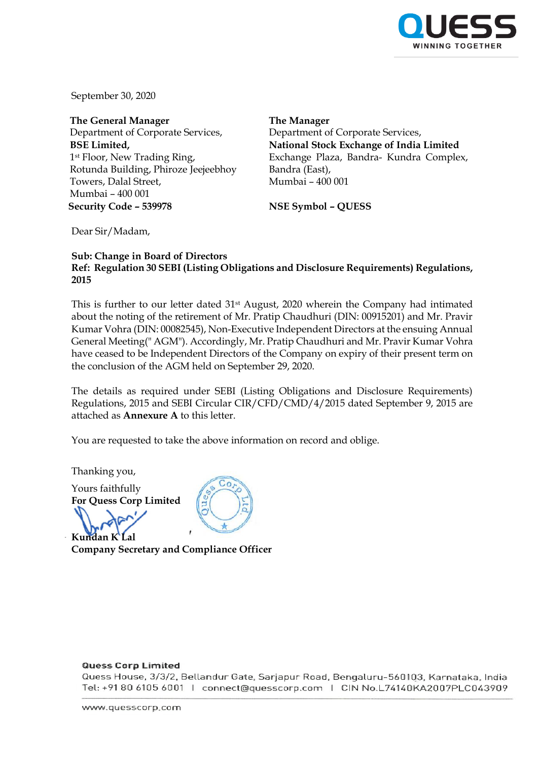September 30, 2020

**The General Manager**
Department of Corporate Services,
**BSE Limited,**
1st Floor, New Trading Ring,
Rotunda Building, Phiroze Jeejeebhoy
Towers, Dalal Street,
Mumbai – 400 001
**Security Code – 539978**

**The Manager**
Department of Corporate Services,
**National Stock Exchange of India Limited**
Exchange Plaza, Bandra- Kundra Complex,
Bandra (East),
Mumbai – 400 001

**NSE Symbol – QUESS**

Dear Sir/Madam,

**Sub: Change in Board of Directors**
**Ref: Regulation 30 SEBI (Listing Obligations and Disclosure Requirements) Regulations, 2015**

This is further to our letter dated 31st August, 2020 wherein the Company had intimated about the noting of the retirement of Mr. Pratip Chaudhuri (DIN: 00915201) and Mr. Pravir Kumar Vohra (DIN: 00082545), Non-Executive Independent Directors at the ensuing Annual General Meeting(" AGM"). Accordingly, Mr. Pratip Chaudhuri and Mr. Pravir Kumar Vohra have ceased to be Independent Directors of the Company on expiry of their present term on the conclusion of the AGM held on September 29, 2020.

The details as required under SEBI (Listing Obligations and Disclosure Requirements) Regulations, 2015 and SEBI Circular CIR/CFD/CMD/4/2015 dated September 9, 2015 are attached as **Annexure A** to this letter.

You are requested to take the above information on record and oblige.

Thanking you,

Yours faithfully
**For Quess Corp Limited**

**Kundan K Lal**
**Company Secretary and Compliance Officer**

**Quess Corp Limited**
Quess House, 3/3/2, Bellandur Gate, Sarjapur Road, Bengaluru-560103, Karnataka, India
Tel: +91 80 6105 6001 | connect@quesscorp.com | CIN No.L74140KA2007PLC043909

www.quesscorp.com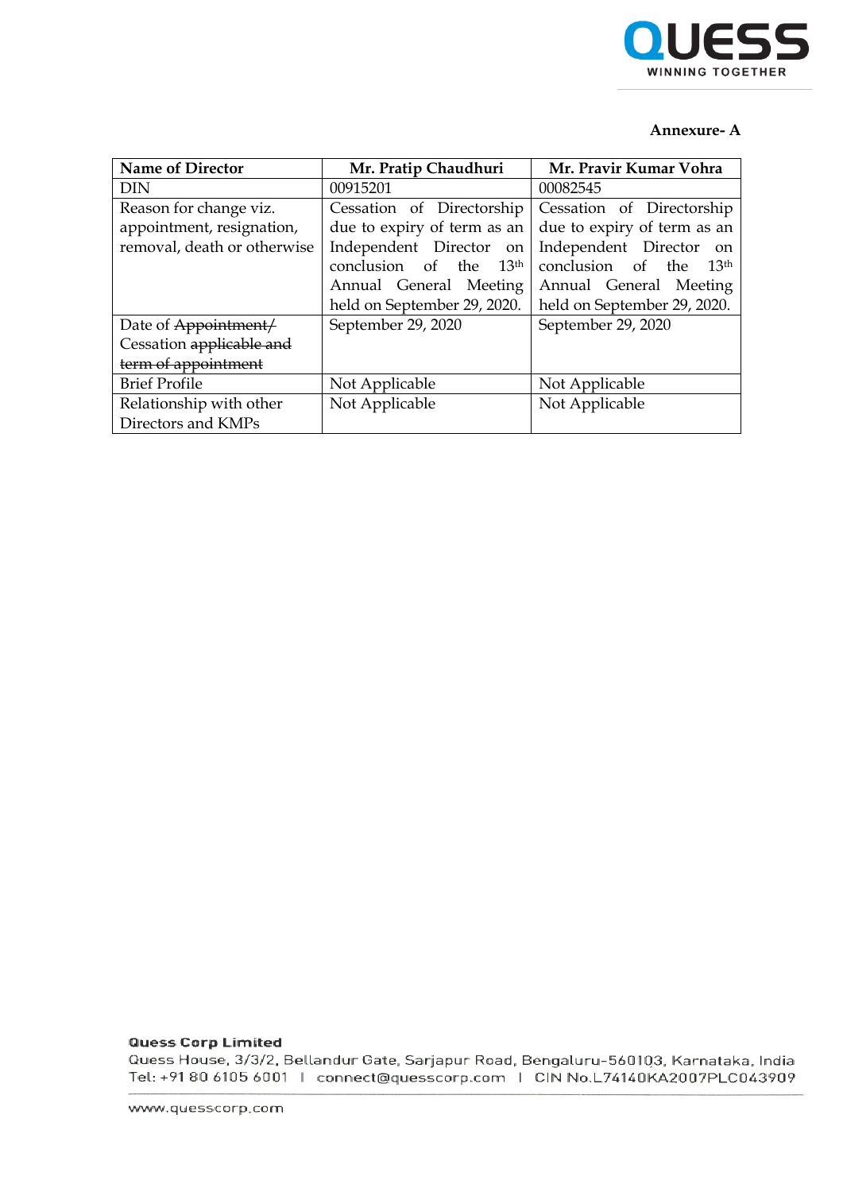**Annexure- A**

| Name of Director | Mr. Pratip Chaudhuri | Mr. Pravir Kumar Vohra |
|---|---|---|
| DIN | 00915201 | 00082545 |
| Reason for change viz. appointment, resignation, removal, death or otherwise | Cessation of Directorship due to expiry of term as an Independent Director on conclusion of the 13th Annual General Meeting held on September 29, 2020. | Cessation of Directorship due to expiry of term as an Independent Director on conclusion of the 13th Annual General Meeting held on September 29, 2020. |
| Date of ~~Appointment/~~ Cessation ~~applicable and term of appointment~~ | September 29, 2020 | September 29, 2020 |
| Brief Profile | Not Applicable | Not Applicable |
| Relationship with other Directors and KMPs | Not Applicable | Not Applicable |

**Quess Corp Limited**
Quess House, 3/3/2, Bellandur Gate, Sarjapur Road, Bengaluru-560103, Karnataka, India
Tel: +91 80 6105 6001 | connect@quesscorp.com | CIN No.L74140KA2007PLC043909

www.quesscorp.com